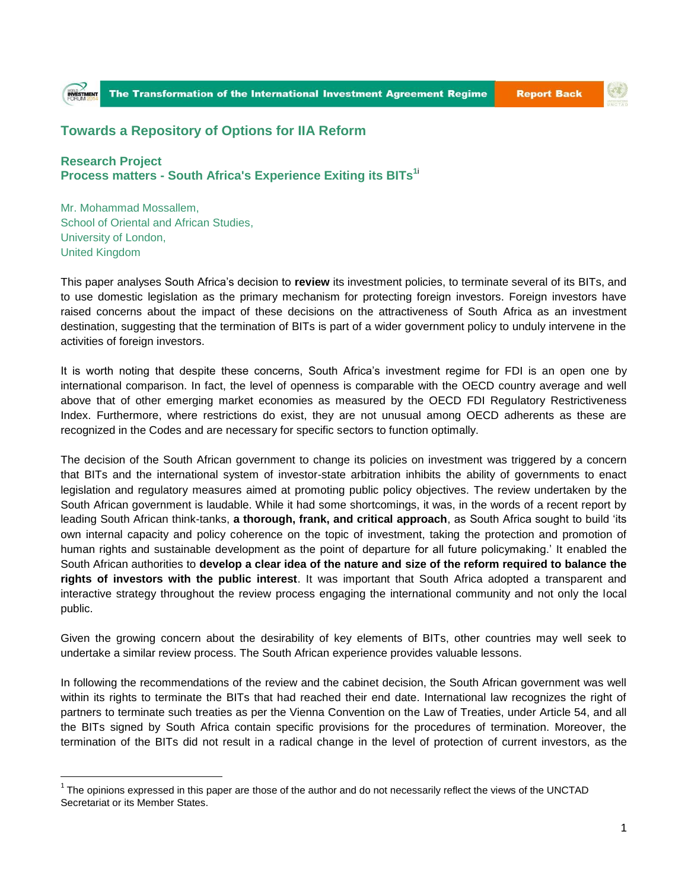# Towards a Repository of Options for IIA Reform

## Research Project
## Process matters - South Africa's Experience Exiting its BITs[1i]

Mr. Mohammad Mossallem,
School of Oriental and African Studies,
University of London,
United Kingdom

This paper analyses South Africa's decision to **review** its investment policies, to terminate several of its BITs, and to use domestic legislation as the primary mechanism for protecting foreign investors. Foreign investors have raised concerns about the impact of these decisions on the attractiveness of South Africa as an investment destination, suggesting that the termination of BITs is part of a wider government policy to unduly intervene in the activities of foreign investors.

It is worth noting that despite these concerns, South Africa's investment regime for FDI is an open one by international comparison. In fact, the level of openness is comparable with the OECD country average and well above that of other emerging market economies as measured by the OECD FDI Regulatory Restrictiveness Index. Furthermore, where restrictions do exist, they are not unusual among OECD adherents as these are recognized in the Codes and are necessary for specific sectors to function optimally.

The decision of the South African government to change its policies on investment was triggered by a concern that BITs and the international system of investor-state arbitration inhibits the ability of governments to enact legislation and regulatory measures aimed at promoting public policy objectives. The review undertaken by the South African government is laudable. While it had some shortcomings, it was, in the words of a recent report by leading South African think-tanks, **a thorough, frank, and critical approach**, as South Africa sought to build 'its own internal capacity and policy coherence on the topic of investment, taking the protection and promotion of human rights and sustainable development as the point of departure for all future policymaking.' It enabled the South African authorities to **develop a clear idea of the nature and size of the reform required to balance the rights of investors with the public interest**. It was important that South Africa adopted a transparent and interactive strategy throughout the review process engaging the international community and not only the local public.

Given the growing concern about the desirability of key elements of BITs, other countries may well seek to undertake a similar review process. The South African experience provides valuable lessons.

In following the recommendations of the review and the cabinet decision, the South African government was well within its rights to terminate the BITs that had reached their end date. International law recognizes the right of partners to terminate such treaties as per the Vienna Convention on the Law of Treaties, under Article 54, and all the BITs signed by South Africa contain specific provisions for the procedures of termination. Moreover, the termination of the BITs did not result in a radical change in the level of protection of current investors, as the

[1] The opinions expressed in this paper are those of the author and do not necessarily reflect the views of the UNCTAD Secretariat or its Member States.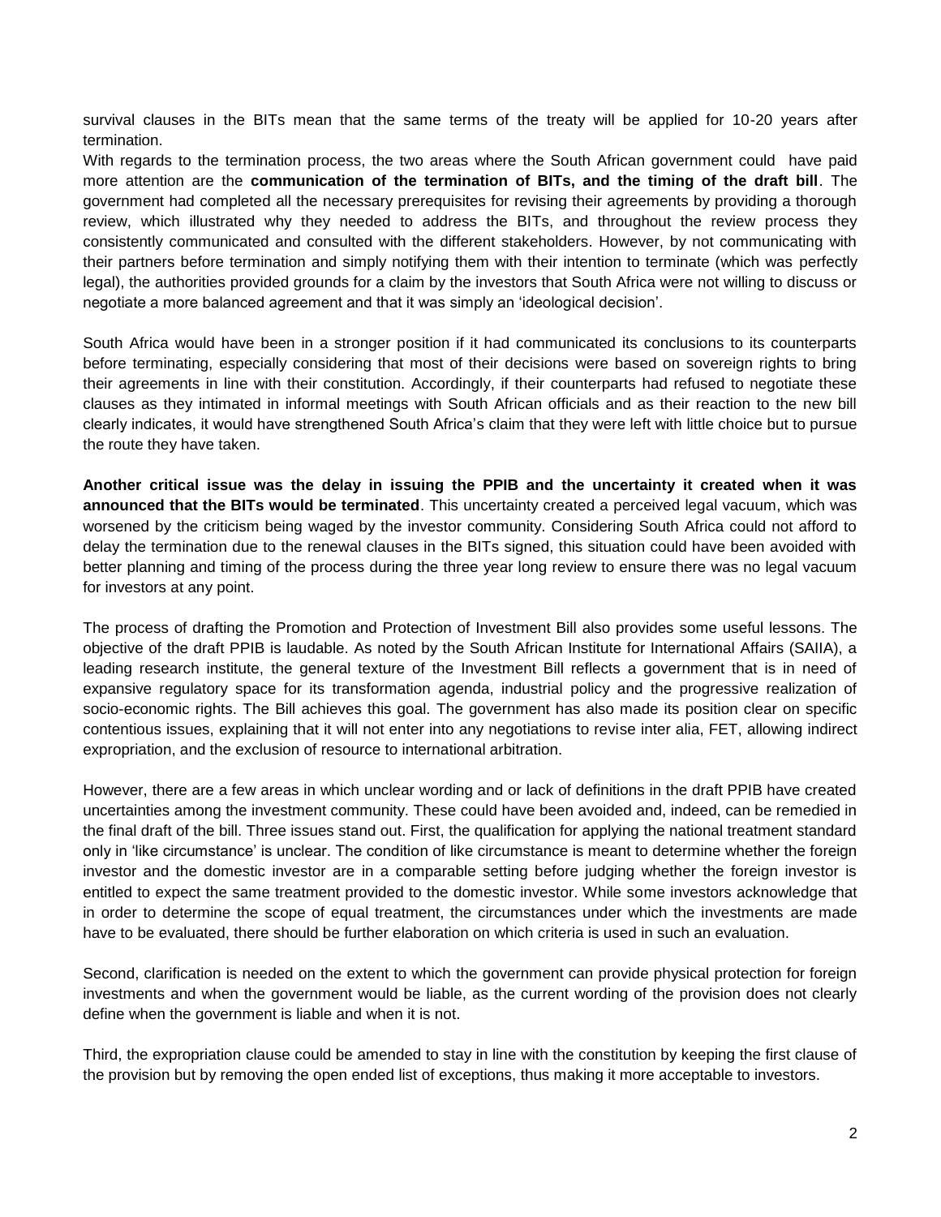survival clauses in the BITs mean that the same terms of the treaty will be applied for 10-20 years after termination.

With regards to the termination process, the two areas where the South African government could have paid more attention are the **communication of the termination of BITs, and the timing of the draft bill**. The government had completed all the necessary prerequisites for revising their agreements by providing a thorough review, which illustrated why they needed to address the BITs, and throughout the review process they consistently communicated and consulted with the different stakeholders. However, by not communicating with their partners before termination and simply notifying them with their intention to terminate (which was perfectly legal), the authorities provided grounds for a claim by the investors that South Africa were not willing to discuss or negotiate a more balanced agreement and that it was simply an 'ideological decision'.

South Africa would have been in a stronger position if it had communicated its conclusions to its counterparts before terminating, especially considering that most of their decisions were based on sovereign rights to bring their agreements in line with their constitution. Accordingly, if their counterparts had refused to negotiate these clauses as they intimated in informal meetings with South African officials and as their reaction to the new bill clearly indicates, it would have strengthened South Africa's claim that they were left with little choice but to pursue the route they have taken.

**Another critical issue was the delay in issuing the PPIB and the uncertainty it created when it was announced that the BITs would be terminated**. This uncertainty created a perceived legal vacuum, which was worsened by the criticism being waged by the investor community. Considering South Africa could not afford to delay the termination due to the renewal clauses in the BITs signed, this situation could have been avoided with better planning and timing of the process during the three year long review to ensure there was no legal vacuum for investors at any point.

The process of drafting the Promotion and Protection of Investment Bill also provides some useful lessons. The objective of the draft PPIB is laudable. As noted by the South African Institute for International Affairs (SAIIA), a leading research institute, the general texture of the Investment Bill reflects a government that is in need of expansive regulatory space for its transformation agenda, industrial policy and the progressive realization of socio-economic rights. The Bill achieves this goal. The government has also made its position clear on specific contentious issues, explaining that it will not enter into any negotiations to revise inter alia, FET, allowing indirect expropriation, and the exclusion of resource to international arbitration.

However, there are a few areas in which unclear wording and or lack of definitions in the draft PPIB have created uncertainties among the investment community. These could have been avoided and, indeed, can be remedied in the final draft of the bill. Three issues stand out. First, the qualification for applying the national treatment standard only in 'like circumstance' is unclear. The condition of like circumstance is meant to determine whether the foreign investor and the domestic investor are in a comparable setting before judging whether the foreign investor is entitled to expect the same treatment provided to the domestic investor. While some investors acknowledge that in order to determine the scope of equal treatment, the circumstances under which the investments are made have to be evaluated, there should be further elaboration on which criteria is used in such an evaluation.

Second, clarification is needed on the extent to which the government can provide physical protection for foreign investments and when the government would be liable, as the current wording of the provision does not clearly define when the government is liable and when it is not.

Third, the expropriation clause could be amended to stay in line with the constitution by keeping the first clause of the provision but by removing the open ended list of exceptions, thus making it more acceptable to investors.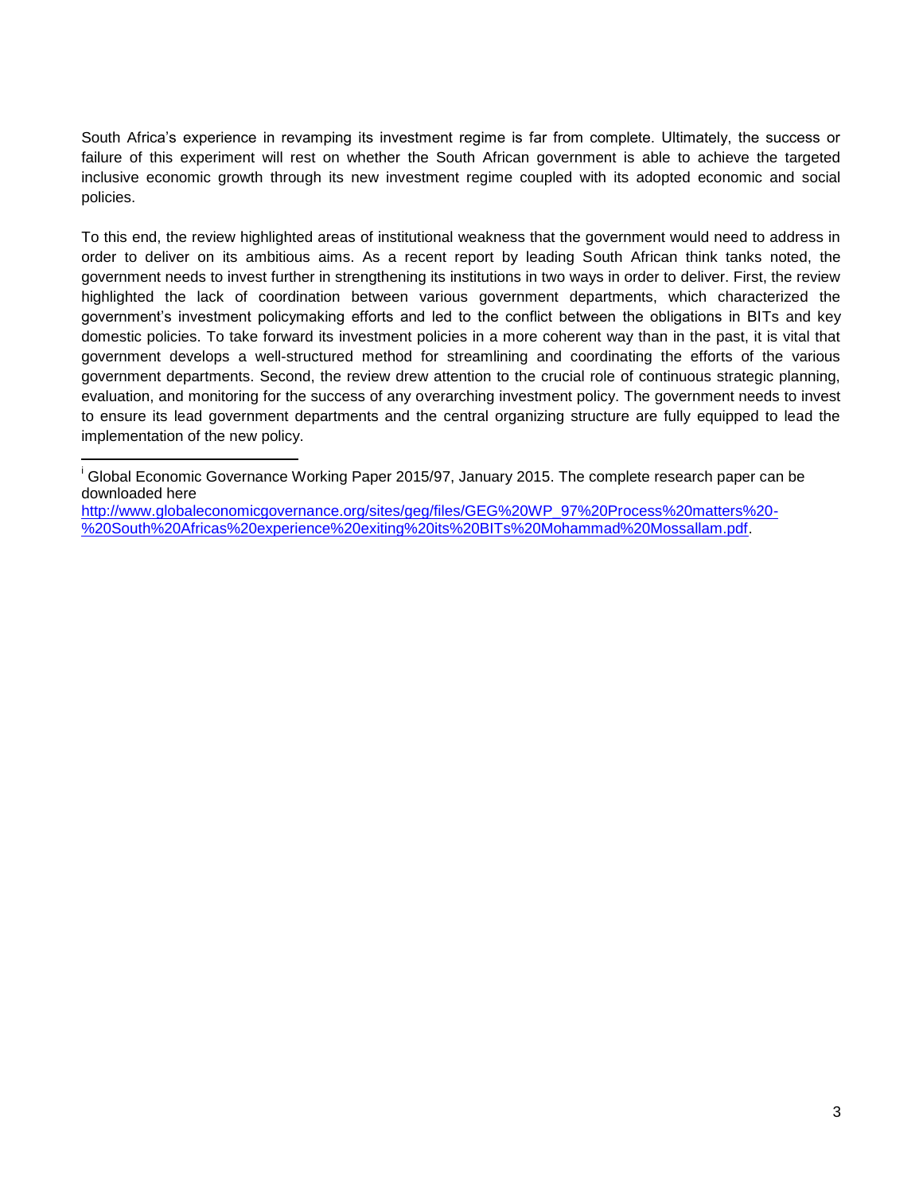South Africa's experience in revamping its investment regime is far from complete. Ultimately, the success or failure of this experiment will rest on whether the South African government is able to achieve the targeted inclusive economic growth through its new investment regime coupled with its adopted economic and social policies.

To this end, the review highlighted areas of institutional weakness that the government would need to address in order to deliver on its ambitious aims. As a recent report by leading South African think tanks noted, the government needs to invest further in strengthening its institutions in two ways in order to deliver. First, the review highlighted the lack of coordination between various government departments, which characterized the government's investment policymaking efforts and led to the conflict between the obligations in BITs and key domestic policies. To take forward its investment policies in a more coherent way than in the past, it is vital that government develops a well-structured method for streamlining and coordinating the efforts of the various government departments. Second, the review drew attention to the crucial role of continuous strategic planning, evaluation, and monitoring for the success of any overarching investment policy. The government needs to invest to ensure its lead government departments and the central organizing structure are fully equipped to lead the implementation of the new policy.

---

[i] Global Economic Governance Working Paper 2015/97, January 2015. The complete research paper can be downloaded here http://www.globaleconomicgovernance.org/sites/geg/files/GEG%20WP_97%20Process%20matters%20-%20South%20Africas%20experience%20exiting%20its%20BITs%20Mohammad%20Mossallam.pdf.